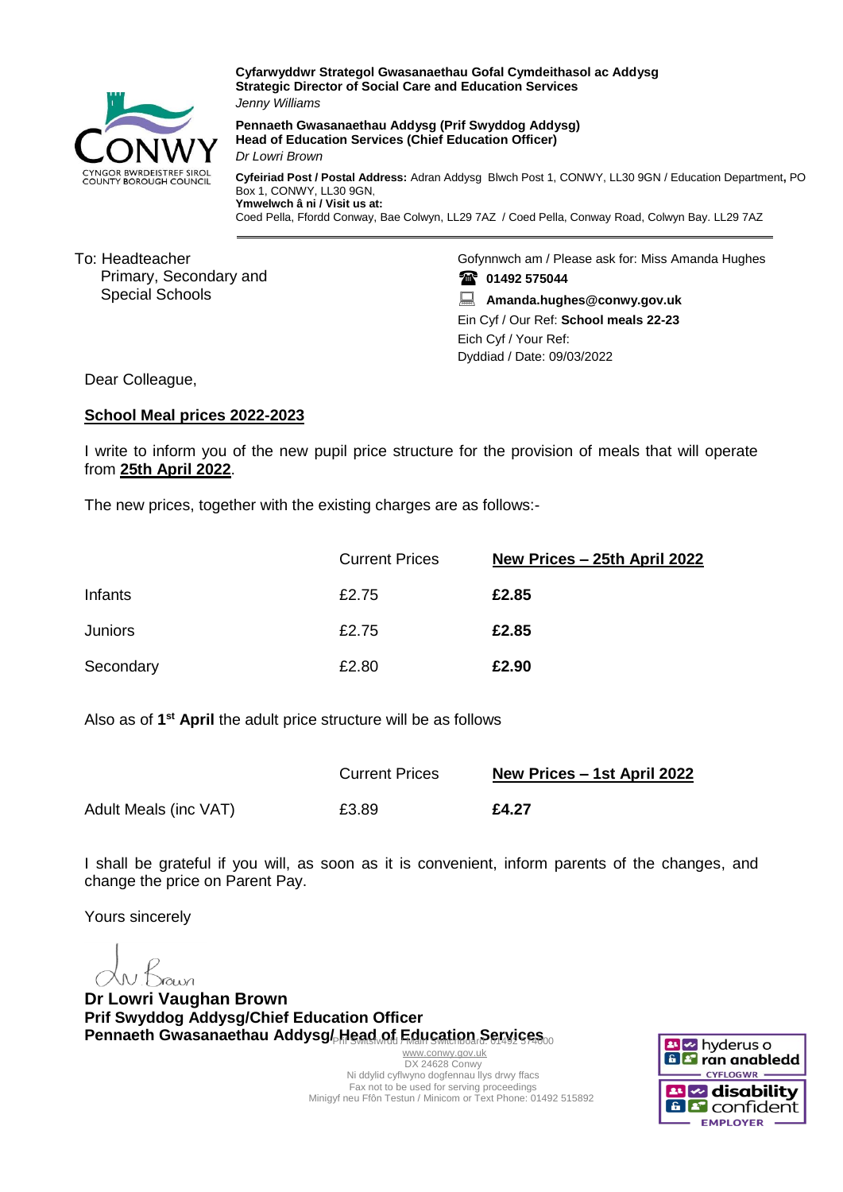**Cyfarwyddwr Strategol Gwasanaethau Gofal Cymdeithasol ac Addysg**
**Strategic Director of Social Care and Education Services**
*Jenny Williams*

**Pennaeth Gwasanaethau Addysg (Prif Swyddog Addysg)**
**Head of Education Services (Chief Education Officer)**
*Dr Lowri Brown*

**Cyfeiriad Post / Postal Address:** Adran Addysg Blwch Post 1, CONWY, LL30 9GN / Education Department**,** PO Box 1, CONWY, LL30 9GN,
**Ymwelwch â ni / Visit us at:**
Coed Pella, Ffordd Conway, Bae Colwyn, LL29 7AZ / Coed Pella, Conway Road, Colwyn Bay. LL29 7AZ

To: Headteacher
Primary, Secondary and
Special Schools

Gofynnwch am / Please ask for: Miss Amanda Hughes
**01492 575044**
**Amanda.hughes@conwy.gov.uk**
Ein Cyf / Our Ref: **School meals 22-23**
Eich Cyf / Your Ref:
Dyddiad / Date: 09/03/2022

Dear Colleague,

**School Meal prices 2022-2023**

I write to inform you of the new pupil price structure for the provision of meals that will operate from **25th April 2022**.

The new prices, together with the existing charges are as follows:-

| | Current Prices | **New Prices – 25th April 2022** |
|---|---|---|
| Infants | £2.75 | **£2.85** |
| Juniors | £2.75 | **£2.85** |
| Secondary | £2.80 | **£2.90** |

Also as of **1st April** the adult price structure will be as follows

| | Current Prices | **New Prices – 1st April 2022** |
|---|---|---|
| Adult Meals (inc VAT) | £3.89 | **£4.27** |

I shall be grateful if you will, as soon as it is convenient, inform parents of the changes, and change the price on Parent Pay.

Yours sincerely

**Dr Lowri Vaughan Brown**
**Prif Swyddog Addysg/Chief Education Officer**
**Pennaeth Gwasanaethau Addysg/ Head of Education Services**

Prif Switsfwrdd / Main Switchboard: 01492 574000
www.conwy.gov.uk
DX 24628 Conwy
Ni ddylid cyflwyno dogfennau llys drwy ffacs
Fax not to be used for serving proceedings
Minigyf neu Ffôn Testun / Minicom or Text Phone: 01492 515892

hyderus o ran anabledd CYFLOGWR
disability confident EMPLOYER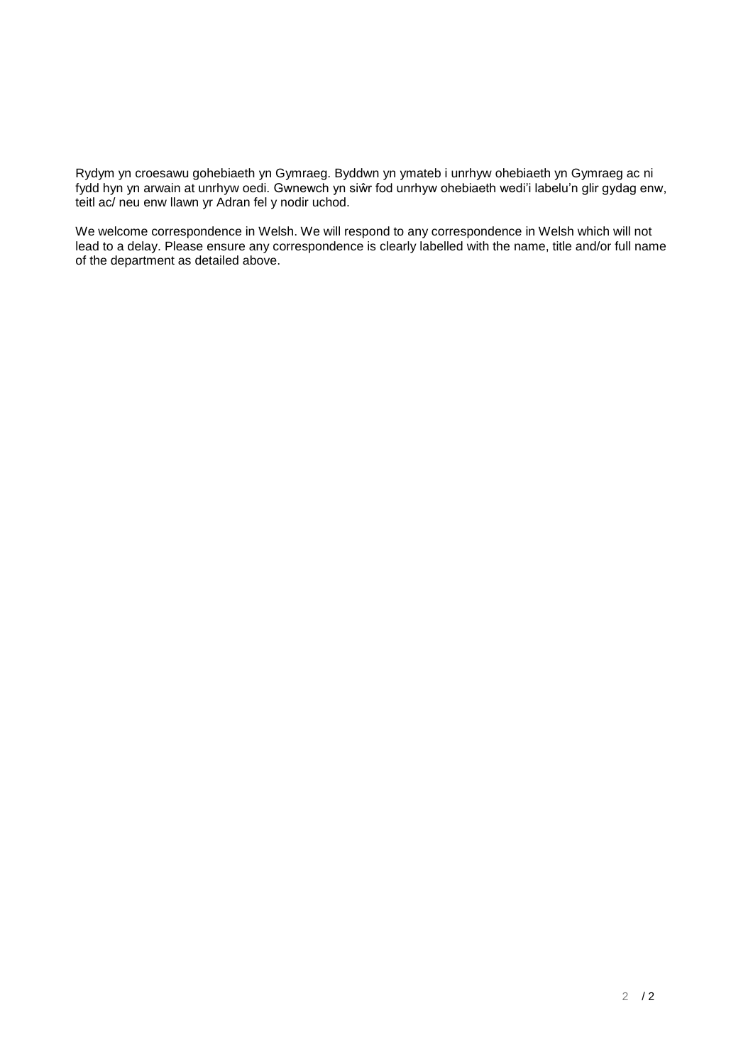Rydym yn croesawu gohebiaeth yn Gymraeg. Byddwn yn ymateb i unrhyw ohebiaeth yn Gymraeg ac ni fydd hyn yn arwain at unrhyw oedi. Gwnewch yn siŵr fod unrhyw ohebiaeth wedi'i labelu'n glir gydag enw, teitl ac/ neu enw llawn yr Adran fel y nodir uchod.

We welcome correspondence in Welsh. We will respond to any correspondence in Welsh which will not lead to a delay. Please ensure any correspondence is clearly labelled with the name, title and/or full name of the department as detailed above.